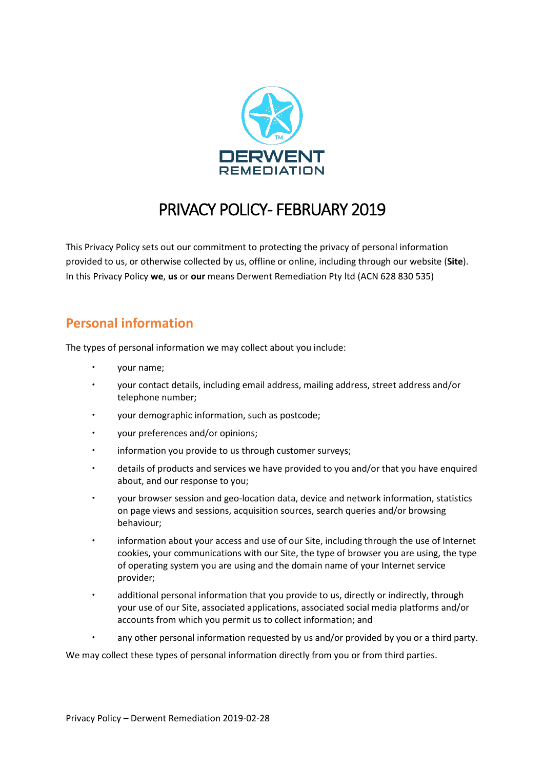# PRIVACY POLICY- FEBRUARY 2019

This Privacy Policy sets out our commitment to protecting the privacy of personal information provided to us, or otherwise collected by us, offline or online, including through our website (**Site**). In this Privacy Policy **we**, **us** or **our** means Derwent Remediation Pty ltd (ACN 628 830 535)

## Personal information

The types of personal information we may collect about you include:

- your name;
- your contact details, including email address, mailing address, street address and/or telephone number;
- your demographic information, such as postcode;
- your preferences and/or opinions;
- information you provide to us through customer surveys;
- details of products and services we have provided to you and/or that you have enquired about, and our response to you;
- your browser session and geo-location data, device and network information, statistics on page views and sessions, acquisition sources, search queries and/or browsing behaviour;
- information about your access and use of our Site, including through the use of Internet cookies, your communications with our Site, the type of browser you are using, the type of operating system you are using and the domain name of your Internet service provider;
- additional personal information that you provide to us, directly or indirectly, through your use of our Site, associated applications, associated social media platforms and/or accounts from which you permit us to collect information; and
- any other personal information requested by us and/or provided by you or a third party.

We may collect these types of personal information directly from you or from third parties.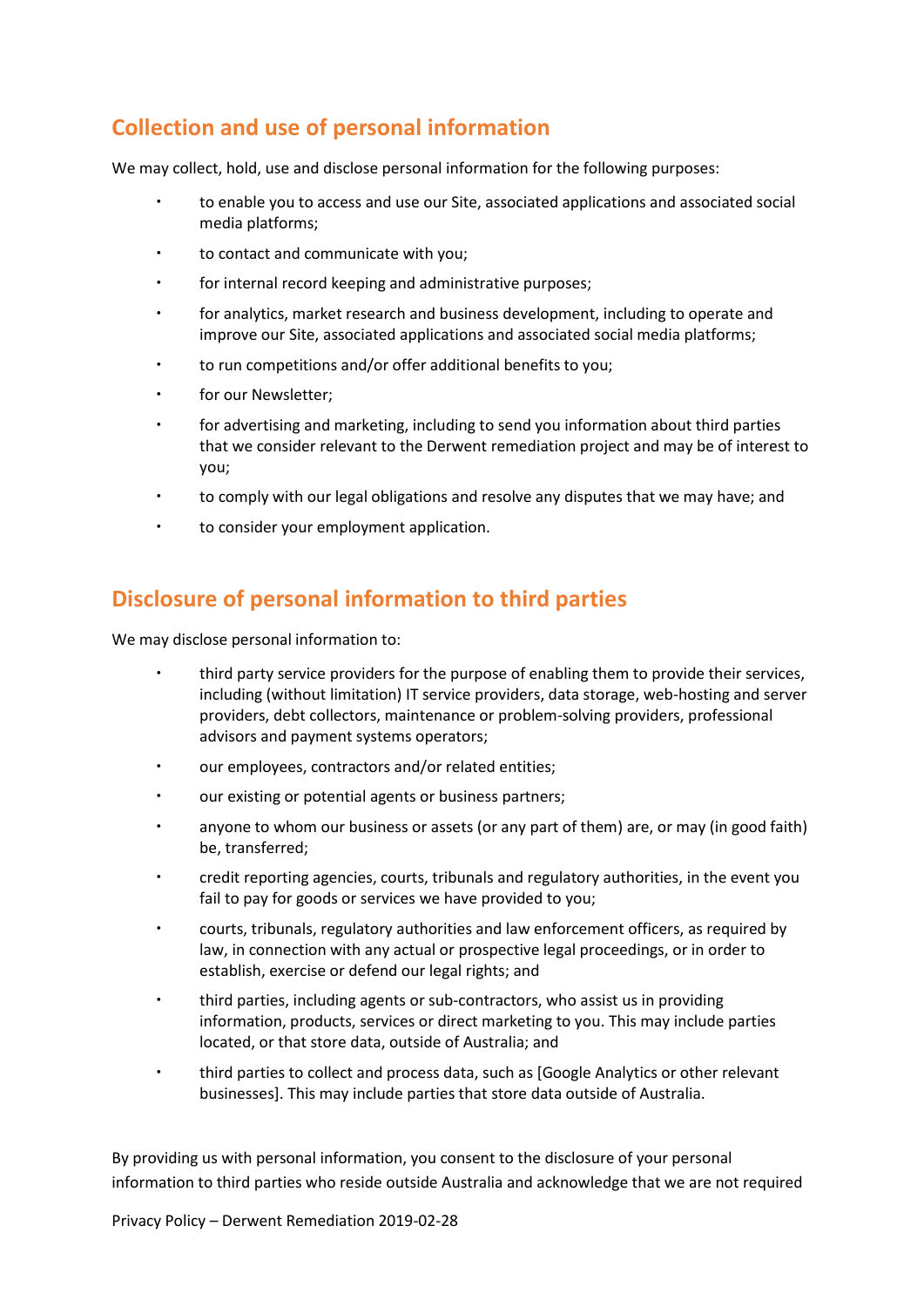## Collection and use of personal information

We may collect, hold, use and disclose personal information for the following purposes:

- to enable you to access and use our Site, associated applications and associated social media platforms;
- to contact and communicate with you;
- for internal record keeping and administrative purposes;
- for analytics, market research and business development, including to operate and improve our Site, associated applications and associated social media platforms;
- to run competitions and/or offer additional benefits to you;
- for our Newsletter;
- for advertising and marketing, including to send you information about third parties that we consider relevant to the Derwent remediation project and may be of interest to you;
- to comply with our legal obligations and resolve any disputes that we may have; and
- to consider your employment application.

## Disclosure of personal information to third parties

We may disclose personal information to:

- third party service providers for the purpose of enabling them to provide their services, including (without limitation) IT service providers, data storage, web-hosting and server providers, debt collectors, maintenance or problem-solving providers, professional advisors and payment systems operators;
- our employees, contractors and/or related entities;
- our existing or potential agents or business partners;
- anyone to whom our business or assets (or any part of them) are, or may (in good faith) be, transferred;
- credit reporting agencies, courts, tribunals and regulatory authorities, in the event you fail to pay for goods or services we have provided to you;
- courts, tribunals, regulatory authorities and law enforcement officers, as required by law, in connection with any actual or prospective legal proceedings, or in order to establish, exercise or defend our legal rights; and
- third parties, including agents or sub-contractors, who assist us in providing information, products, services or direct marketing to you. This may include parties located, or that store data, outside of Australia; and
- third parties to collect and process data, such as [Google Analytics or other relevant businesses]. This may include parties that store data outside of Australia.

By providing us with personal information, you consent to the disclosure of your personal information to third parties who reside outside Australia and acknowledge that we are not required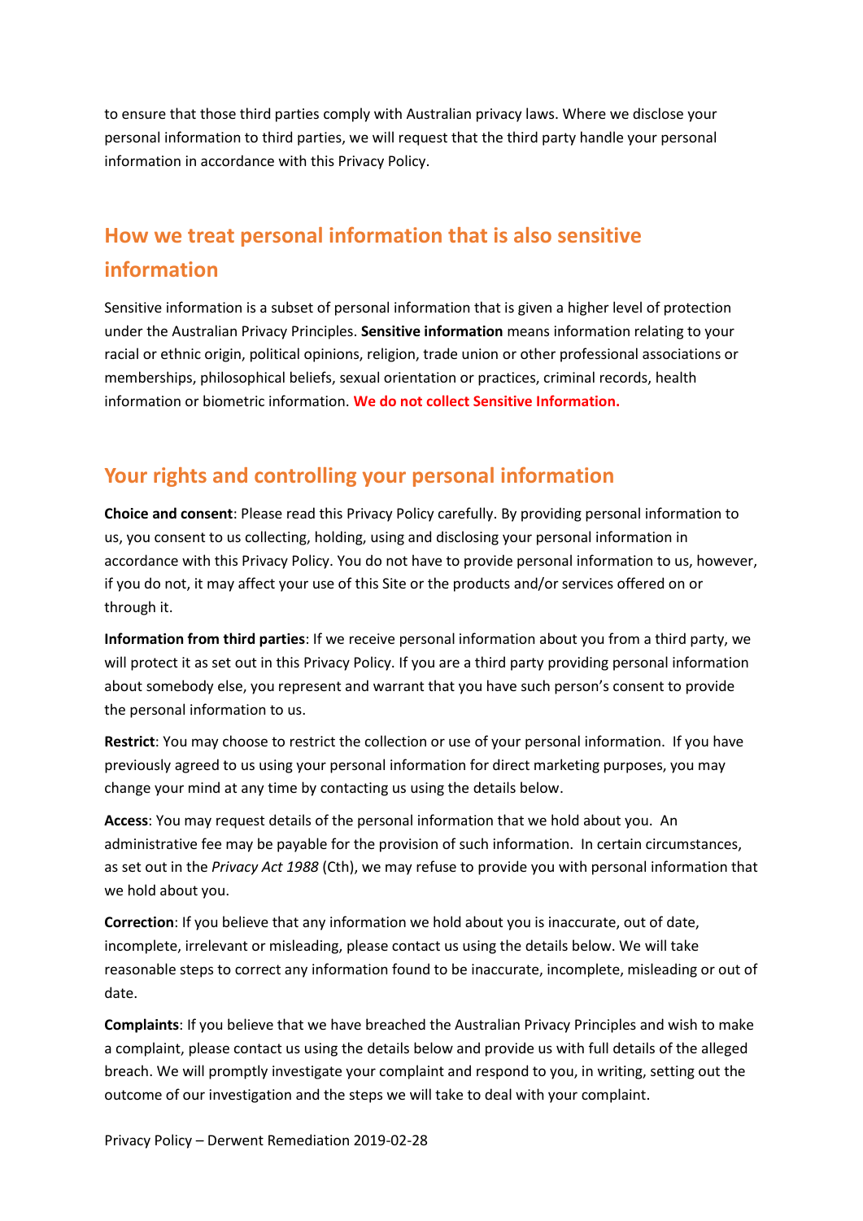to ensure that those third parties comply with Australian privacy laws. Where we disclose your personal information to third parties, we will request that the third party handle your personal information in accordance with this Privacy Policy.

## How we treat personal information that is also sensitive information

Sensitive information is a subset of personal information that is given a higher level of protection under the Australian Privacy Principles. **Sensitive information** means information relating to your racial or ethnic origin, political opinions, religion, trade union or other professional associations or memberships, philosophical beliefs, sexual orientation or practices, criminal records, health information or biometric information. **We do not collect Sensitive Information.**

## Your rights and controlling your personal information

**Choice and consent**: Please read this Privacy Policy carefully. By providing personal information to us, you consent to us collecting, holding, using and disclosing your personal information in accordance with this Privacy Policy. You do not have to provide personal information to us, however, if you do not, it may affect your use of this Site or the products and/or services offered on or through it.

**Information from third parties**: If we receive personal information about you from a third party, we will protect it as set out in this Privacy Policy. If you are a third party providing personal information about somebody else, you represent and warrant that you have such person's consent to provide the personal information to us.

**Restrict**: You may choose to restrict the collection or use of your personal information. If you have previously agreed to us using your personal information for direct marketing purposes, you may change your mind at any time by contacting us using the details below.

**Access**: You may request details of the personal information that we hold about you. An administrative fee may be payable for the provision of such information. In certain circumstances, as set out in the *Privacy Act 1988* (Cth), we may refuse to provide you with personal information that we hold about you.

**Correction**: If you believe that any information we hold about you is inaccurate, out of date, incomplete, irrelevant or misleading, please contact us using the details below. We will take reasonable steps to correct any information found to be inaccurate, incomplete, misleading or out of date.

**Complaints**: If you believe that we have breached the Australian Privacy Principles and wish to make a complaint, please contact us using the details below and provide us with full details of the alleged breach. We will promptly investigate your complaint and respond to you, in writing, setting out the outcome of our investigation and the steps we will take to deal with your complaint.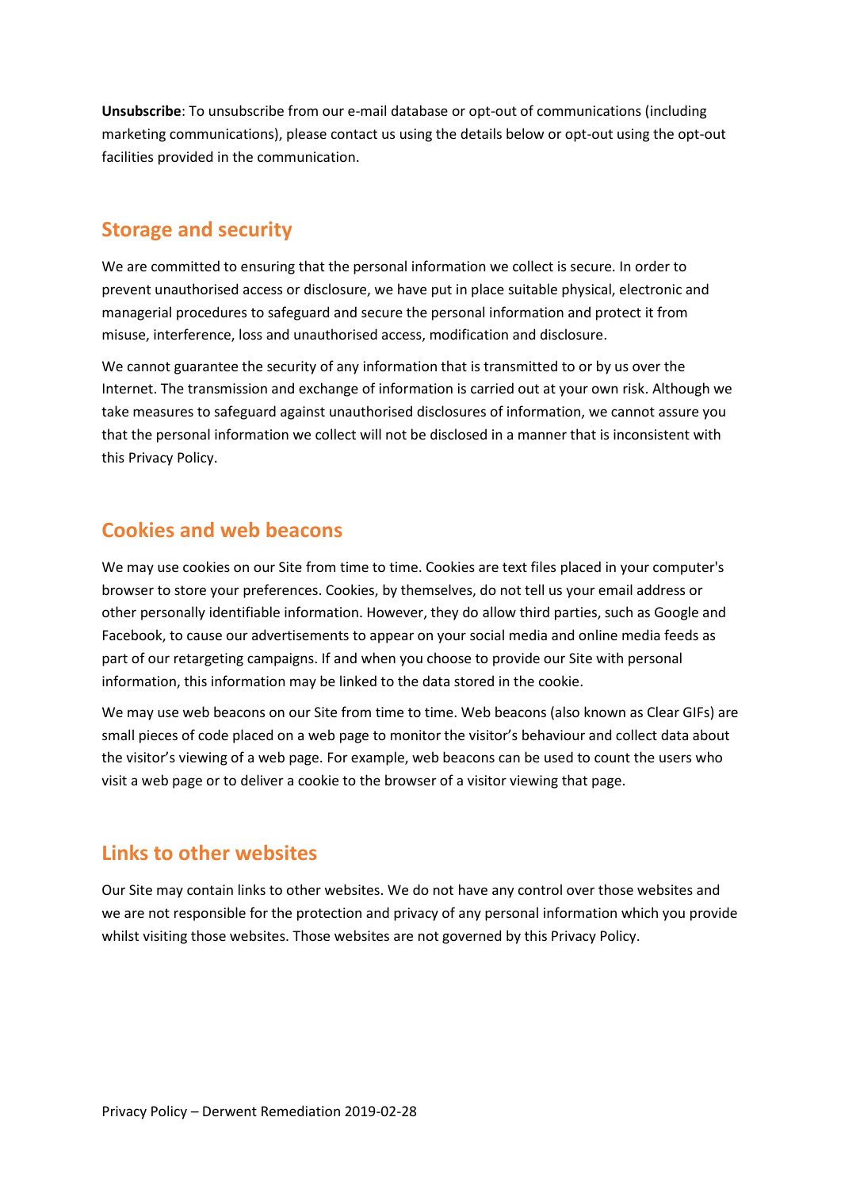**Unsubscribe**: To unsubscribe from our e-mail database or opt-out of communications (including marketing communications), please contact us using the details below or opt-out using the opt-out facilities provided in the communication.

## Storage and security

We are committed to ensuring that the personal information we collect is secure. In order to prevent unauthorised access or disclosure, we have put in place suitable physical, electronic and managerial procedures to safeguard and secure the personal information and protect it from misuse, interference, loss and unauthorised access, modification and disclosure.

We cannot guarantee the security of any information that is transmitted to or by us over the Internet. The transmission and exchange of information is carried out at your own risk. Although we take measures to safeguard against unauthorised disclosures of information, we cannot assure you that the personal information we collect will not be disclosed in a manner that is inconsistent with this Privacy Policy.

## Cookies and web beacons

We may use cookies on our Site from time to time. Cookies are text files placed in your computer's browser to store your preferences. Cookies, by themselves, do not tell us your email address or other personally identifiable information. However, they do allow third parties, such as Google and Facebook, to cause our advertisements to appear on your social media and online media feeds as part of our retargeting campaigns. If and when you choose to provide our Site with personal information, this information may be linked to the data stored in the cookie.

We may use web beacons on our Site from time to time. Web beacons (also known as Clear GIFs) are small pieces of code placed on a web page to monitor the visitor's behaviour and collect data about the visitor's viewing of a web page. For example, web beacons can be used to count the users who visit a web page or to deliver a cookie to the browser of a visitor viewing that page.

## Links to other websites

Our Site may contain links to other websites. We do not have any control over those websites and we are not responsible for the protection and privacy of any personal information which you provide whilst visiting those websites. Those websites are not governed by this Privacy Policy.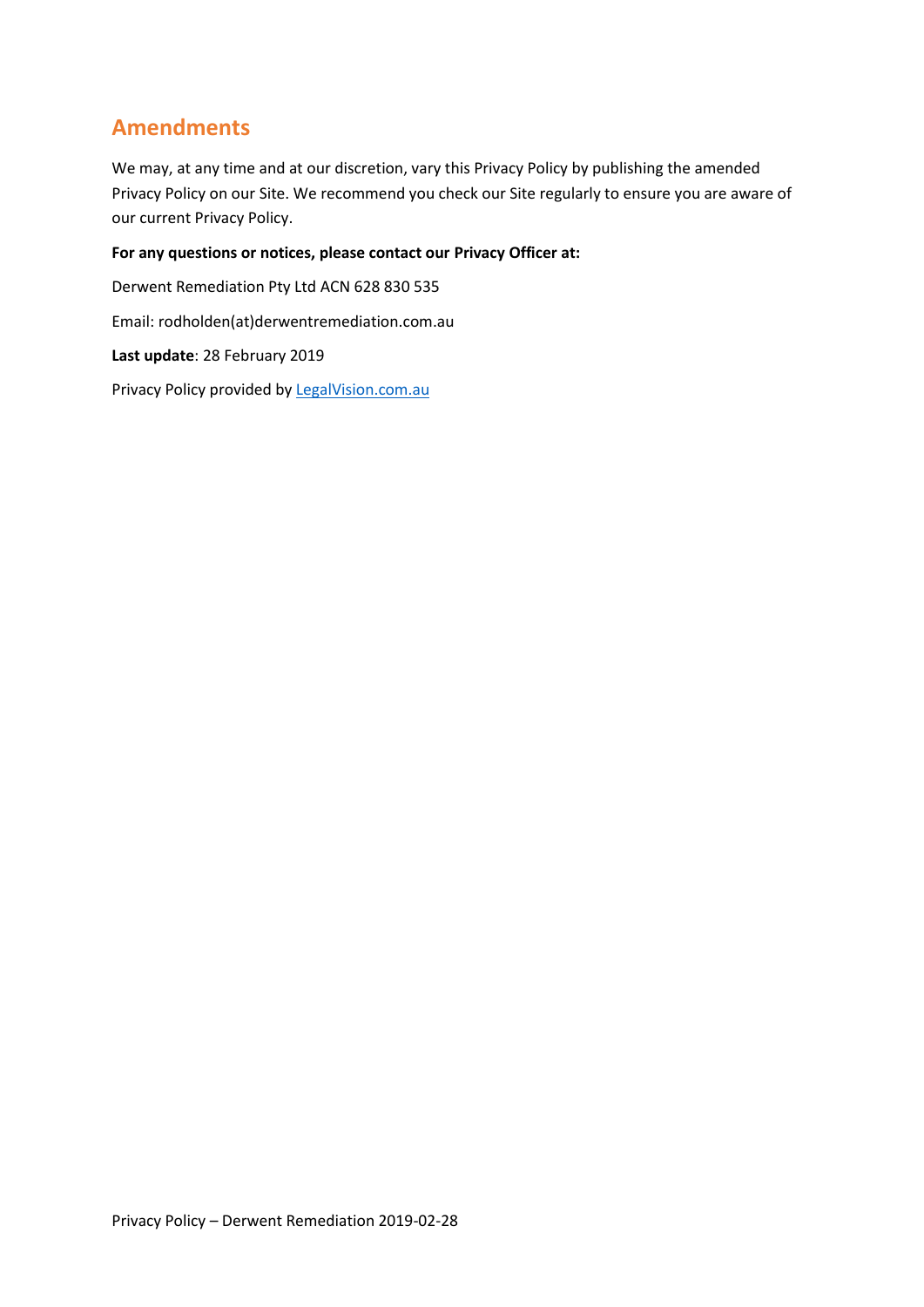## Amendments

We may, at any time and at our discretion, vary this Privacy Policy by publishing the amended Privacy Policy on our Site. We recommend you check our Site regularly to ensure you are aware of our current Privacy Policy.

**For any questions or notices, please contact our Privacy Officer at:**

Derwent Remediation Pty Ltd ACN 628 830 535

Email: rodholden(at)derwentremediation.com.au

**Last update**: 28 February 2019

Privacy Policy provided by [LegalVision.com.au](LegalVision.com.au)